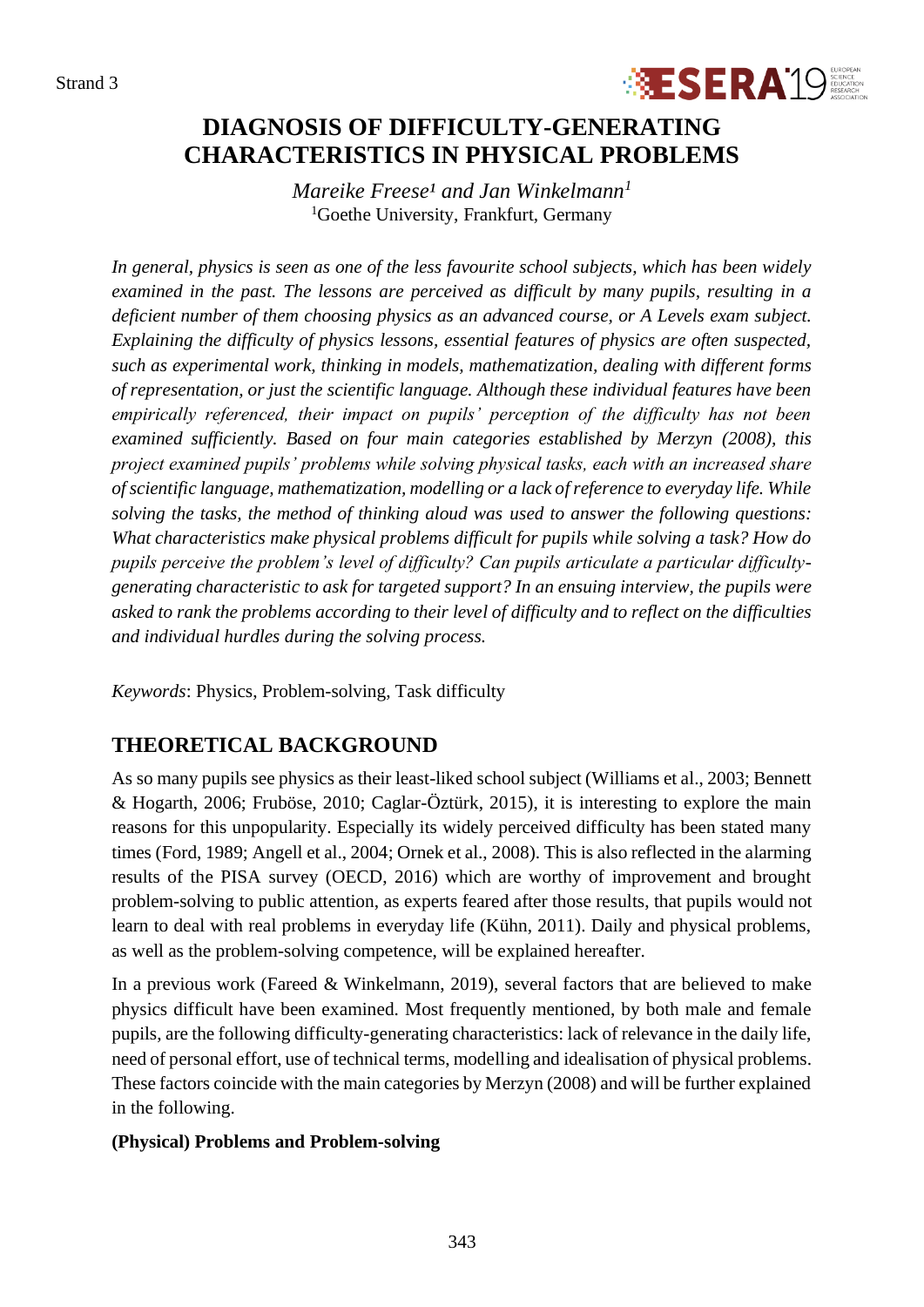# DIAGNOSIS OF DIFFICULTY-GENERATING CHARACTERISTICS IN PHYSICAL PROBLEMS

*Mareike Freese*[1] *and Jan Winkelmann*[1]

[1]Goethe University, Frankfurt, Germany

*In general, physics is seen as one of the less favourite school subjects, which has been widely examined in the past. The lessons are perceived as difficult by many pupils, resulting in a deficient number of them choosing physics as an advanced course, or A Levels exam subject. Explaining the difficulty of physics lessons, essential features of physics are often suspected, such as experimental work, thinking in models, mathematization, dealing with different forms of representation, or just the scientific language. Although these individual features have been empirically referenced, their impact on pupils' perception of the difficulty has not been examined sufficiently. Based on four main categories established by Merzyn (2008), this project examined pupils' problems while solving physical tasks, each with an increased share of scientific language, mathematization, modelling or a lack of reference to everyday life. While solving the tasks, the method of thinking aloud was used to answer the following questions: What characteristics make physical problems difficult for pupils while solving a task? How do pupils perceive the problem's level of difficulty? Can pupils articulate a particular difficulty-generating characteristic to ask for targeted support? In an ensuing interview, the pupils were asked to rank the problems according to their level of difficulty and to reflect on the difficulties and individual hurdles during the solving process.*

*Keywords*: Physics, Problem-solving, Task difficulty

## THEORETICAL BACKGROUND

As so many pupils see physics as their least-liked school subject (Williams et al., 2003; Bennett & Hogarth, 2006; Fruböse, 2010; Caglar-Öztürk, 2015), it is interesting to explore the main reasons for this unpopularity. Especially its widely perceived difficulty has been stated many times (Ford, 1989; Angell et al., 2004; Ornek et al., 2008). This is also reflected in the alarming results of the PISA survey (OECD, 2016) which are worthy of improvement and brought problem-solving to public attention, as experts feared after those results, that pupils would not learn to deal with real problems in everyday life (Kühn, 2011). Daily and physical problems, as well as the problem-solving competence, will be explained hereafter.

In a previous work (Fareed & Winkelmann, 2019), several factors that are believed to make physics difficult have been examined. Most frequently mentioned, by both male and female pupils, are the following difficulty-generating characteristics: lack of relevance in the daily life, need of personal effort, use of technical terms, modelling and idealisation of physical problems. These factors coincide with the main categories by Merzyn (2008) and will be further explained in the following.

### (Physical) Problems and Problem-solving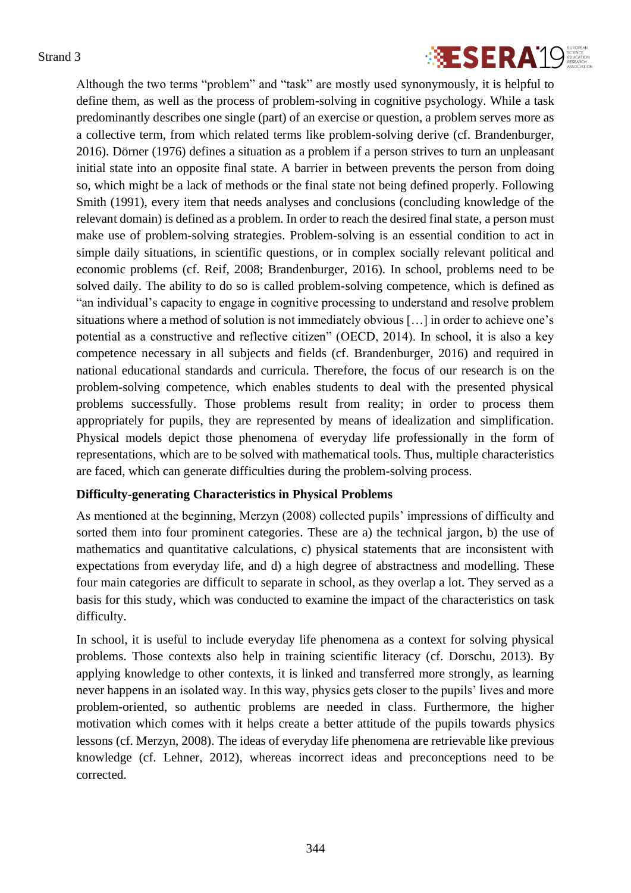Although the two terms "problem" and "task" are mostly used synonymously, it is helpful to define them, as well as the process of problem-solving in cognitive psychology. While a task predominantly describes one single (part) of an exercise or question, a problem serves more as a collective term, from which related terms like problem-solving derive (cf. Brandenburger, 2016). Dörner (1976) defines a situation as a problem if a person strives to turn an unpleasant initial state into an opposite final state. A barrier in between prevents the person from doing so, which might be a lack of methods or the final state not being defined properly. Following Smith (1991), every item that needs analyses and conclusions (concluding knowledge of the relevant domain) is defined as a problem. In order to reach the desired final state, a person must make use of problem-solving strategies. Problem-solving is an essential condition to act in simple daily situations, in scientific questions, or in complex socially relevant political and economic problems (cf. Reif, 2008; Brandenburger, 2016). In school, problems need to be solved daily. The ability to do so is called problem-solving competence, which is defined as "an individual's capacity to engage in cognitive processing to understand and resolve problem situations where a method of solution is not immediately obvious […] in order to achieve one's potential as a constructive and reflective citizen" (OECD, 2014). In school, it is also a key competence necessary in all subjects and fields (cf. Brandenburger, 2016) and required in national educational standards and curricula. Therefore, the focus of our research is on the problem-solving competence, which enables students to deal with the presented physical problems successfully. Those problems result from reality; in order to process them appropriately for pupils, they are represented by means of idealization and simplification. Physical models depict those phenomena of everyday life professionally in the form of representations, which are to be solved with mathematical tools. Thus, multiple characteristics are faced, which can generate difficulties during the problem-solving process.

**Difficulty-generating Characteristics in Physical Problems**

As mentioned at the beginning, Merzyn (2008) collected pupils' impressions of difficulty and sorted them into four prominent categories. These are a) the technical jargon, b) the use of mathematics and quantitative calculations, c) physical statements that are inconsistent with expectations from everyday life, and d) a high degree of abstractness and modelling. These four main categories are difficult to separate in school, as they overlap a lot. They served as a basis for this study, which was conducted to examine the impact of the characteristics on task difficulty.

In school, it is useful to include everyday life phenomena as a context for solving physical problems. Those contexts also help in training scientific literacy (cf. Dorschu, 2013). By applying knowledge to other contexts, it is linked and transferred more strongly, as learning never happens in an isolated way. In this way, physics gets closer to the pupils' lives and more problem-oriented, so authentic problems are needed in class. Furthermore, the higher motivation which comes with it helps create a better attitude of the pupils towards physics lessons (cf. Merzyn, 2008). The ideas of everyday life phenomena are retrievable like previous knowledge (cf. Lehner, 2012), whereas incorrect ideas and preconceptions need to be corrected.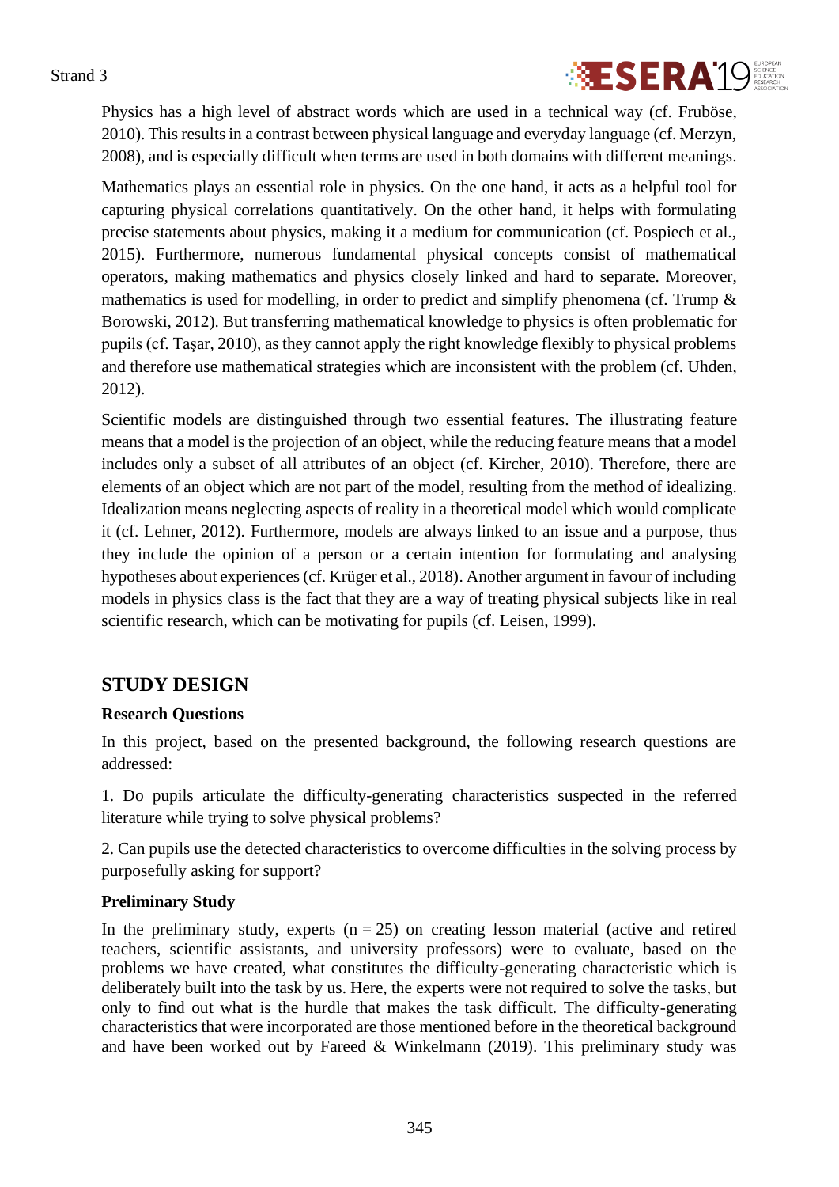Physics has a high level of abstract words which are used in a technical way (cf. Fruböse, 2010). This results in a contrast between physical language and everyday language (cf. Merzyn, 2008), and is especially difficult when terms are used in both domains with different meanings.

Mathematics plays an essential role in physics. On the one hand, it acts as a helpful tool for capturing physical correlations quantitatively. On the other hand, it helps with formulating precise statements about physics, making it a medium for communication (cf. Pospiech et al., 2015). Furthermore, numerous fundamental physical concepts consist of mathematical operators, making mathematics and physics closely linked and hard to separate. Moreover, mathematics is used for modelling, in order to predict and simplify phenomena (cf. Trump & Borowski, 2012). But transferring mathematical knowledge to physics is often problematic for pupils (cf. Taşar, 2010), as they cannot apply the right knowledge flexibly to physical problems and therefore use mathematical strategies which are inconsistent with the problem (cf. Uhden, 2012).

Scientific models are distinguished through two essential features. The illustrating feature means that a model is the projection of an object, while the reducing feature means that a model includes only a subset of all attributes of an object (cf. Kircher, 2010). Therefore, there are elements of an object which are not part of the model, resulting from the method of idealizing. Idealization means neglecting aspects of reality in a theoretical model which would complicate it (cf. Lehner, 2012). Furthermore, models are always linked to an issue and a purpose, thus they include the opinion of a person or a certain intention for formulating and analysing hypotheses about experiences (cf. Krüger et al., 2018). Another argument in favour of including models in physics class is the fact that they are a way of treating physical subjects like in real scientific research, which can be motivating for pupils (cf. Leisen, 1999).

## STUDY DESIGN

### Research Questions

In this project, based on the presented background, the following research questions are addressed:

1. Do pupils articulate the difficulty-generating characteristics suspected in the referred literature while trying to solve physical problems?

2. Can pupils use the detected characteristics to overcome difficulties in the solving process by purposefully asking for support?

### Preliminary Study

In the preliminary study, experts (n = 25) on creating lesson material (active and retired teachers, scientific assistants, and university professors) were to evaluate, based on the problems we have created, what constitutes the difficulty-generating characteristic which is deliberately built into the task by us. Here, the experts were not required to solve the tasks, but only to find out what is the hurdle that makes the task difficult. The difficulty-generating characteristics that were incorporated are those mentioned before in the theoretical background and have been worked out by Fareed & Winkelmann (2019). This preliminary study was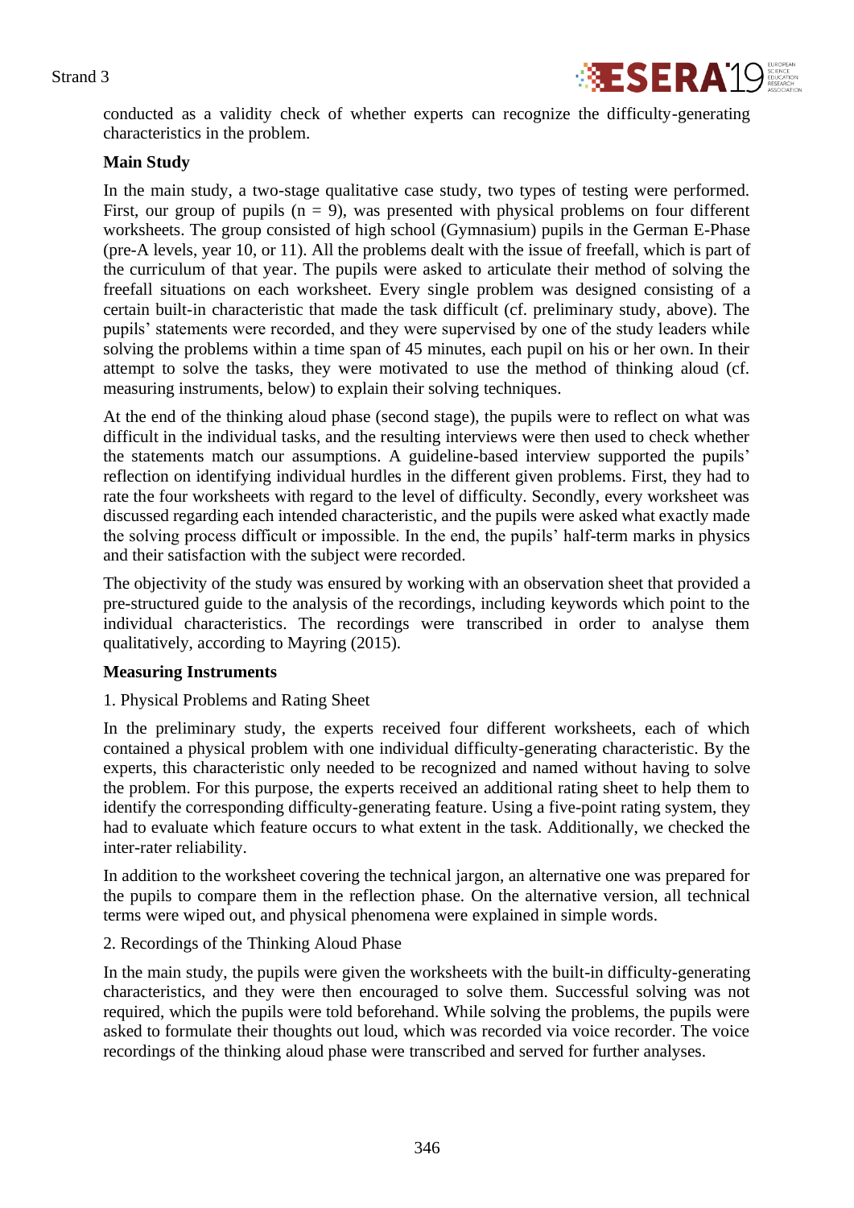conducted as a validity check of whether experts can recognize the difficulty-generating characteristics in the problem.

**Main Study**

In the main study, a two-stage qualitative case study, two types of testing were performed. First, our group of pupils (n = 9), was presented with physical problems on four different worksheets. The group consisted of high school (Gymnasium) pupils in the German E-Phase (pre-A levels, year 10, or 11). All the problems dealt with the issue of freefall, which is part of the curriculum of that year. The pupils were asked to articulate their method of solving the freefall situations on each worksheet. Every single problem was designed consisting of a certain built-in characteristic that made the task difficult (cf. preliminary study, above). The pupils' statements were recorded, and they were supervised by one of the study leaders while solving the problems within a time span of 45 minutes, each pupil on his or her own. In their attempt to solve the tasks, they were motivated to use the method of thinking aloud (cf. measuring instruments, below) to explain their solving techniques.

At the end of the thinking aloud phase (second stage), the pupils were to reflect on what was difficult in the individual tasks, and the resulting interviews were then used to check whether the statements match our assumptions. A guideline-based interview supported the pupils' reflection on identifying individual hurdles in the different given problems. First, they had to rate the four worksheets with regard to the level of difficulty. Secondly, every worksheet was discussed regarding each intended characteristic, and the pupils were asked what exactly made the solving process difficult or impossible. In the end, the pupils' half-term marks in physics and their satisfaction with the subject were recorded.

The objectivity of the study was ensured by working with an observation sheet that provided a pre-structured guide to the analysis of the recordings, including keywords which point to the individual characteristics. The recordings were transcribed in order to analyse them qualitatively, according to Mayring (2015).

**Measuring Instruments**

1. Physical Problems and Rating Sheet

In the preliminary study, the experts received four different worksheets, each of which contained a physical problem with one individual difficulty-generating characteristic. By the experts, this characteristic only needed to be recognized and named without having to solve the problem. For this purpose, the experts received an additional rating sheet to help them to identify the corresponding difficulty-generating feature. Using a five-point rating system, they had to evaluate which feature occurs to what extent in the task. Additionally, we checked the inter-rater reliability.

In addition to the worksheet covering the technical jargon, an alternative one was prepared for the pupils to compare them in the reflection phase. On the alternative version, all technical terms were wiped out, and physical phenomena were explained in simple words.

2. Recordings of the Thinking Aloud Phase

In the main study, the pupils were given the worksheets with the built-in difficulty-generating characteristics, and they were then encouraged to solve them. Successful solving was not required, which the pupils were told beforehand. While solving the problems, the pupils were asked to formulate their thoughts out loud, which was recorded via voice recorder. The voice recordings of the thinking aloud phase were transcribed and served for further analyses.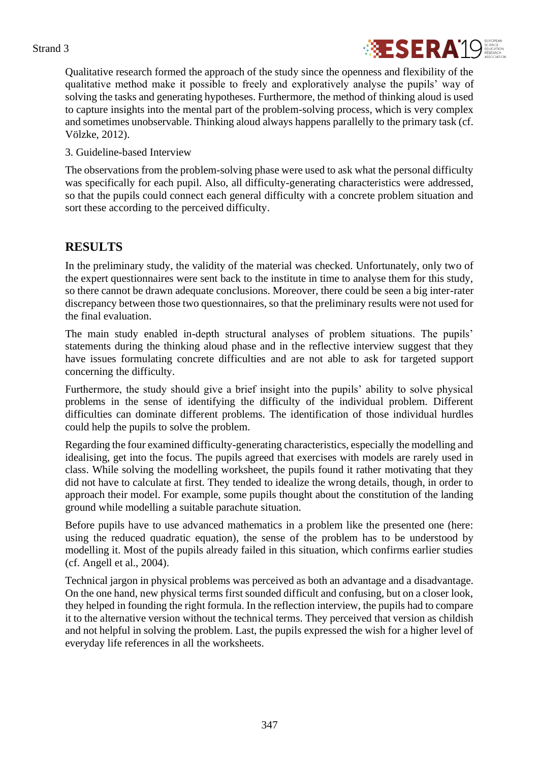Qualitative research formed the approach of the study since the openness and flexibility of the qualitative method make it possible to freely and exploratively analyse the pupils' way of solving the tasks and generating hypotheses. Furthermore, the method of thinking aloud is used to capture insights into the mental part of the problem-solving process, which is very complex and sometimes unobservable. Thinking aloud always happens parallelly to the primary task (cf. Völzke, 2012).

3. Guideline-based Interview

The observations from the problem-solving phase were used to ask what the personal difficulty was specifically for each pupil. Also, all difficulty-generating characteristics were addressed, so that the pupils could connect each general difficulty with a concrete problem situation and sort these according to the perceived difficulty.

## RESULTS

In the preliminary study, the validity of the material was checked. Unfortunately, only two of the expert questionnaires were sent back to the institute in time to analyse them for this study, so there cannot be drawn adequate conclusions. Moreover, there could be seen a big inter-rater discrepancy between those two questionnaires, so that the preliminary results were not used for the final evaluation.

The main study enabled in-depth structural analyses of problem situations. The pupils' statements during the thinking aloud phase and in the reflective interview suggest that they have issues formulating concrete difficulties and are not able to ask for targeted support concerning the difficulty.

Furthermore, the study should give a brief insight into the pupils' ability to solve physical problems in the sense of identifying the difficulty of the individual problem. Different difficulties can dominate different problems. The identification of those individual hurdles could help the pupils to solve the problem.

Regarding the four examined difficulty-generating characteristics, especially the modelling and idealising, get into the focus. The pupils agreed that exercises with models are rarely used in class. While solving the modelling worksheet, the pupils found it rather motivating that they did not have to calculate at first. They tended to idealize the wrong details, though, in order to approach their model. For example, some pupils thought about the constitution of the landing ground while modelling a suitable parachute situation.

Before pupils have to use advanced mathematics in a problem like the presented one (here: using the reduced quadratic equation), the sense of the problem has to be understood by modelling it. Most of the pupils already failed in this situation, which confirms earlier studies (cf. Angell et al., 2004).

Technical jargon in physical problems was perceived as both an advantage and a disadvantage. On the one hand, new physical terms first sounded difficult and confusing, but on a closer look, they helped in founding the right formula. In the reflection interview, the pupils had to compare it to the alternative version without the technical terms. They perceived that version as childish and not helpful in solving the problem. Last, the pupils expressed the wish for a higher level of everyday life references in all the worksheets.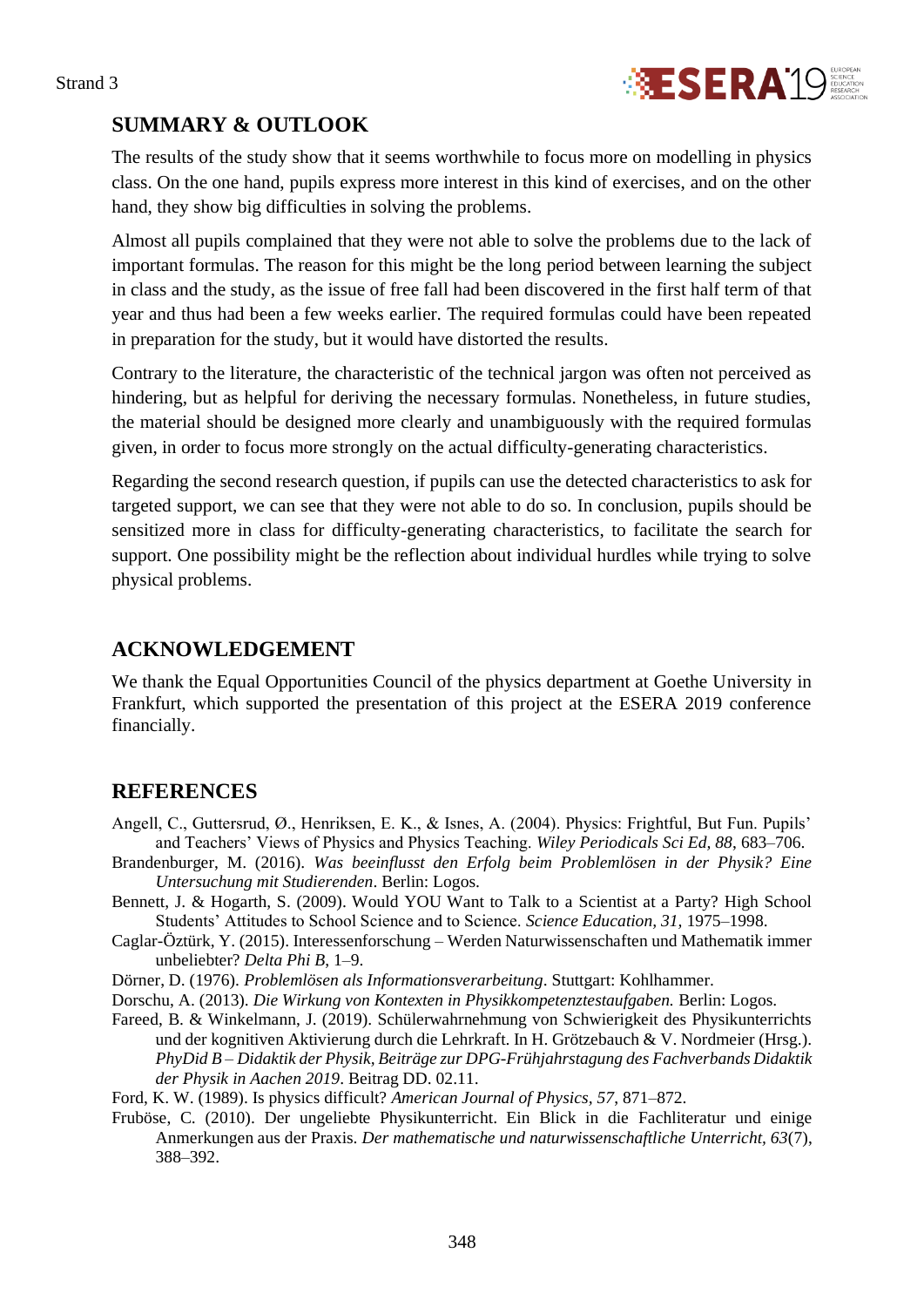## SUMMARY & OUTLOOK

The results of the study show that it seems worthwhile to focus more on modelling in physics class. On the one hand, pupils express more interest in this kind of exercises, and on the other hand, they show big difficulties in solving the problems.

Almost all pupils complained that they were not able to solve the problems due to the lack of important formulas. The reason for this might be the long period between learning the subject in class and the study, as the issue of free fall had been discovered in the first half term of that year and thus had been a few weeks earlier. The required formulas could have been repeated in preparation for the study, but it would have distorted the results.

Contrary to the literature, the characteristic of the technical jargon was often not perceived as hindering, but as helpful for deriving the necessary formulas. Nonetheless, in future studies, the material should be designed more clearly and unambiguously with the required formulas given, in order to focus more strongly on the actual difficulty-generating characteristics.

Regarding the second research question, if pupils can use the detected characteristics to ask for targeted support, we can see that they were not able to do so. In conclusion, pupils should be sensitized more in class for difficulty-generating characteristics, to facilitate the search for support. One possibility might be the reflection about individual hurdles while trying to solve physical problems.

## ACKNOWLEDGEMENT

We thank the Equal Opportunities Council of the physics department at Goethe University in Frankfurt, which supported the presentation of this project at the ESERA 2019 conference financially.

## REFERENCES

Angell, C., Guttersrud, Ø., Henriksen, E. K., & Isnes, A. (2004). Physics: Frightful, But Fun. Pupils' and Teachers' Views of Physics and Physics Teaching. *Wiley Periodicals Sci Ed, 88*, 683–706.

Brandenburger, M. (2016). *Was beeinflusst den Erfolg beim Problemlösen in der Physik? Eine Untersuchung mit Studierenden*. Berlin: Logos.

Bennett, J. & Hogarth, S. (2009). Would YOU Want to Talk to a Scientist at a Party? High School Students' Attitudes to School Science and to Science. *Science Education, 31*, 1975–1998.

Caglar-Öztürk, Y. (2015). Interessenforschung – Werden Naturwissenschaften und Mathematik immer unbeliebter? *Delta Phi B*, 1–9.

Dörner, D. (1976). *Problemlösen als Informationsverarbeitung*. Stuttgart: Kohlhammer.

Dorschu, A. (2013). *Die Wirkung von Kontexten in Physikkompetenztestaufgaben.* Berlin: Logos.

Fareed, B. & Winkelmann, J. (2019). Schülerwahrnehmung von Schwierigkeit des Physikunterrichts und der kognitiven Aktivierung durch die Lehrkraft. In H. Grötzebauch & V. Nordmeier (Hrsg.). *PhyDid B – Didaktik der Physik, Beiträge zur DPG-Frühjahrstagung des Fachverbands Didaktik der Physik in Aachen 2019*. Beitrag DD. 02.11.

Ford, K. W. (1989). Is physics difficult? *American Journal of Physics, 57*, 871–872.

Fruböse, C. (2010). Der ungeliebte Physikunterricht. Ein Blick in die Fachliteratur und einige Anmerkungen aus der Praxis. *Der mathematische und naturwissenschaftliche Unterricht, 63*(7), 388–392.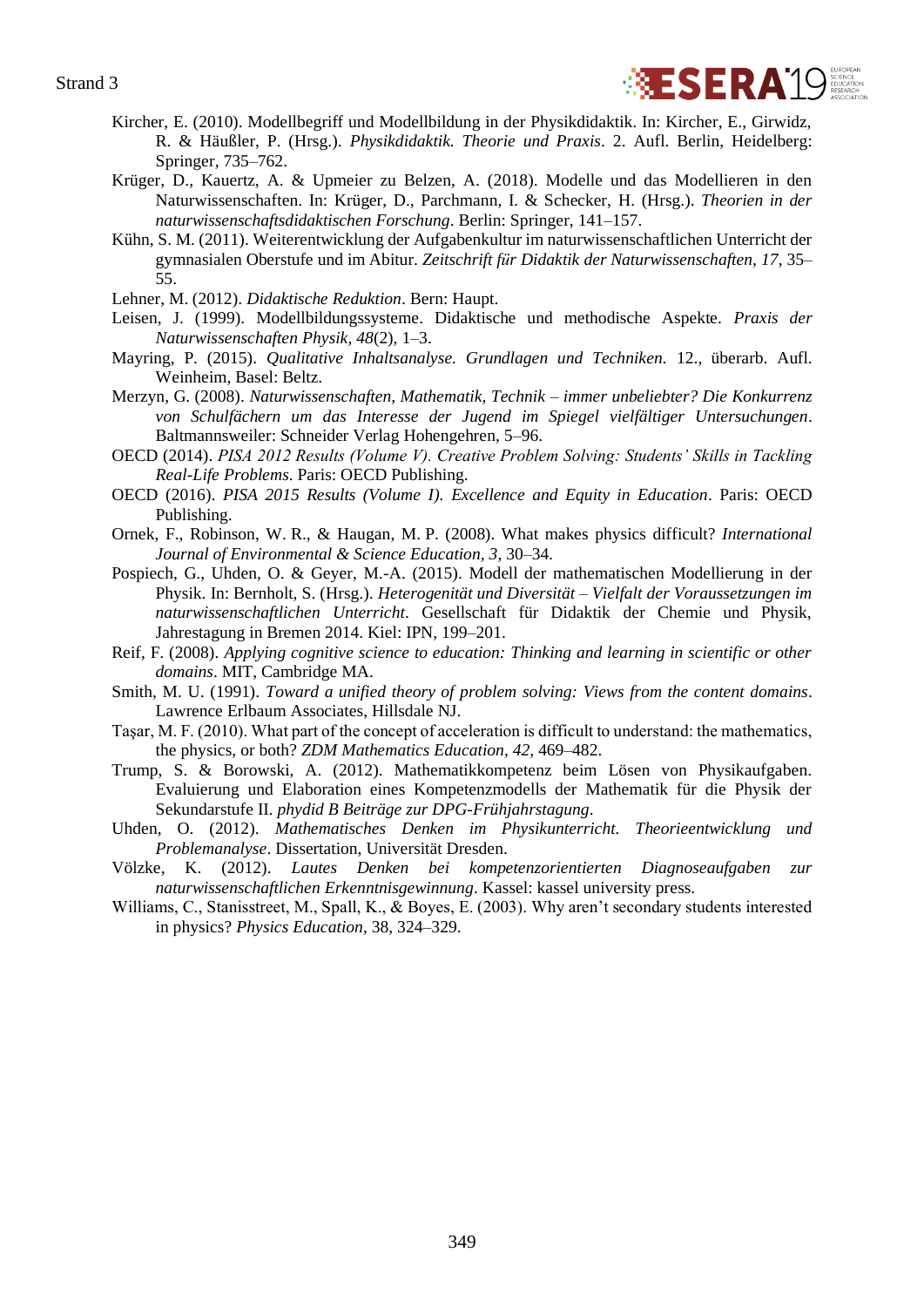Kircher, E. (2010). Modellbegriff und Modellbildung in der Physikdidaktik. In: Kircher, E., Girwidz, R. & Häußler, P. (Hrsg.). *Physikdidaktik. Theorie und Praxis*. 2. Aufl. Berlin, Heidelberg: Springer, 735–762.

Krüger, D., Kauertz, A. & Upmeier zu Belzen, A. (2018). Modelle und das Modellieren in den Naturwissenschaften. In: Krüger, D., Parchmann, I. & Schecker, H. (Hrsg.). *Theorien in der naturwissenschaftsdidaktischen Forschung*. Berlin: Springer, 141–157.

Kühn, S. M. (2011). Weiterentwicklung der Aufgabenkultur im naturwissenschaftlichen Unterricht der gymnasialen Oberstufe und im Abitur. *Zeitschrift für Didaktik der Naturwissenschaften, 17*, 35–55.

Lehner, M. (2012). *Didaktische Reduktion*. Bern: Haupt.

Leisen, J. (1999). Modellbildungssysteme. Didaktische und methodische Aspekte. *Praxis der Naturwissenschaften Physik, 48*(2), 1–3.

Mayring, P. (2015). *Qualitative Inhaltsanalyse. Grundlagen und Techniken.* 12., überarb. Aufl. Weinheim, Basel: Beltz.

Merzyn, G. (2008). *Naturwissenschaften, Mathematik, Technik – immer unbeliebter? Die Konkurrenz von Schulfächern um das Interesse der Jugend im Spiegel vielfältiger Untersuchungen*. Baltmannsweiler: Schneider Verlag Hohengehren, 5–96.

OECD (2014). *PISA 2012 Results (Volume V). Creative Problem Solving: Students' Skills in Tackling Real-Life Problems*. Paris: OECD Publishing.

OECD (2016). *PISA 2015 Results (Volume I). Excellence and Equity in Education*. Paris: OECD Publishing.

Ornek, F., Robinson, W. R., & Haugan, M. P. (2008). What makes physics difficult? *International Journal of Environmental & Science Education, 3*, 30–34.

Pospiech, G., Uhden, O. & Geyer, M.-A. (2015). Modell der mathematischen Modellierung in der Physik. In: Bernholt, S. (Hrsg.). *Heterogenität und Diversität – Vielfalt der Voraussetzungen im naturwissenschaftlichen Unterricht*. Gesellschaft für Didaktik der Chemie und Physik, Jahrestagung in Bremen 2014. Kiel: IPN, 199–201.

Reif, F. (2008). *Applying cognitive science to education: Thinking and learning in scientific or other domains*. MIT, Cambridge MA.

Smith, M. U. (1991). *Toward a unified theory of problem solving: Views from the content domains*. Lawrence Erlbaum Associates, Hillsdale NJ.

Taşar, M. F. (2010). What part of the concept of acceleration is difficult to understand: the mathematics, the physics, or both? *ZDM Mathematics Education, 42*, 469–482.

Trump, S. & Borowski, A. (2012). Mathematikkompetenz beim Lösen von Physikaufgaben. Evaluierung und Elaboration eines Kompetenzmodells der Mathematik für die Physik der Sekundarstufe II. *phydid B Beiträge zur DPG-Frühjahrstagung*.

Uhden, O. (2012). *Mathematisches Denken im Physikunterricht. Theorieentwicklung und Problemanalyse*. Dissertation, Universität Dresden.

Völzke, K. (2012). *Lautes Denken bei kompetenzorientierten Diagnoseaufgaben zur naturwissenschaftlichen Erkenntnisgewinnung*. Kassel: kassel university press.

Williams, C., Stanisstreet, M., Spall, K., & Boyes, E. (2003). Why aren't secondary students interested in physics? *Physics Education*, 38, 324–329.